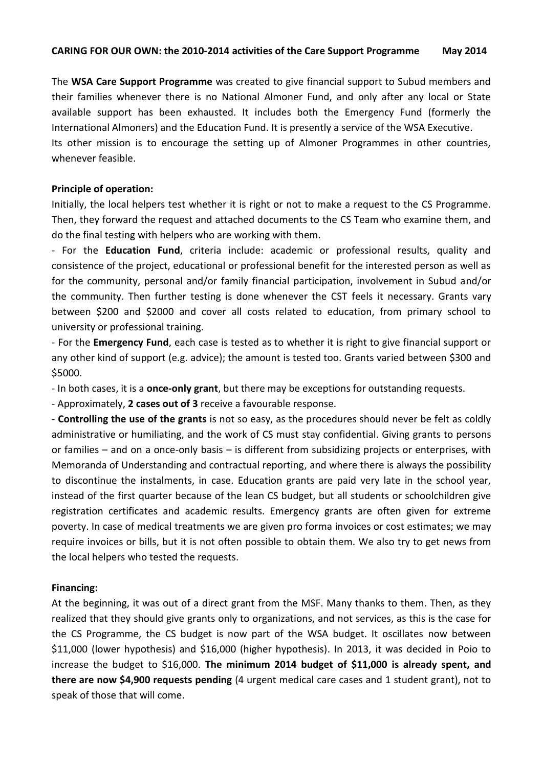**CARING FOR OUR OWN: the 2010-2014 activities of the Care Support Programme May 2014**

The **WSA Care Support Programme** was created to give financial support to Subud members and their families whenever there is no National Almoner Fund, and only after any local or State available support has been exhausted. It includes both the Emergency Fund (formerly the International Almoners) and the Education Fund. It is presently a service of the WSA Executive.
Its other mission is to encourage the setting up of Almoner Programmes in other countries, whenever feasible.

**Principle of operation:**

Initially, the local helpers test whether it is right or not to make a request to the CS Programme. Then, they forward the request and attached documents to the CS Team who examine them, and do the final testing with helpers who are working with them.

- For the **Education Fund**, criteria include: academic or professional results, quality and consistence of the project, educational or professional benefit for the interested person as well as for the community, personal and/or family financial participation, involvement in Subud and/or the community. Then further testing is done whenever the CST feels it necessary. Grants vary between $200 and $2000 and cover all costs related to education, from primary school to university or professional training.
- For the **Emergency Fund**, each case is tested as to whether it is right to give financial support or any other kind of support (e.g. advice); the amount is tested too. Grants varied between $300 and $5000.
- In both cases, it is a **once-only grant**, but there may be exceptions for outstanding requests.
- Approximately, **2 cases out of 3** receive a favourable response.
- **Controlling the use of the grants** is not so easy, as the procedures should never be felt as coldly administrative or humiliating, and the work of CS must stay confidential. Giving grants to persons or families – and on a once-only basis – is different from subsidizing projects or enterprises, with Memoranda of Understanding and contractual reporting, and where there is always the possibility to discontinue the instalments, in case. Education grants are paid very late in the school year, instead of the first quarter because of the lean CS budget, but all students or schoolchildren give registration certificates and academic results. Emergency grants are often given for extreme poverty. In case of medical treatments we are given pro forma invoices or cost estimates; we may require invoices or bills, but it is not often possible to obtain them. We also try to get news from the local helpers who tested the requests.

**Financing:**

At the beginning, it was out of a direct grant from the MSF. Many thanks to them. Then, as they realized that they should give grants only to organizations, and not services, as this is the case for the CS Programme, the CS budget is now part of the WSA budget. It oscillates now between $11,000 (lower hypothesis) and $16,000 (higher hypothesis). In 2013, it was decided in Poio to increase the budget to $16,000. **The minimum 2014 budget of $11,000 is already spent, and there are now $4,900 requests pending** (4 urgent medical care cases and 1 student grant), not to speak of those that will come.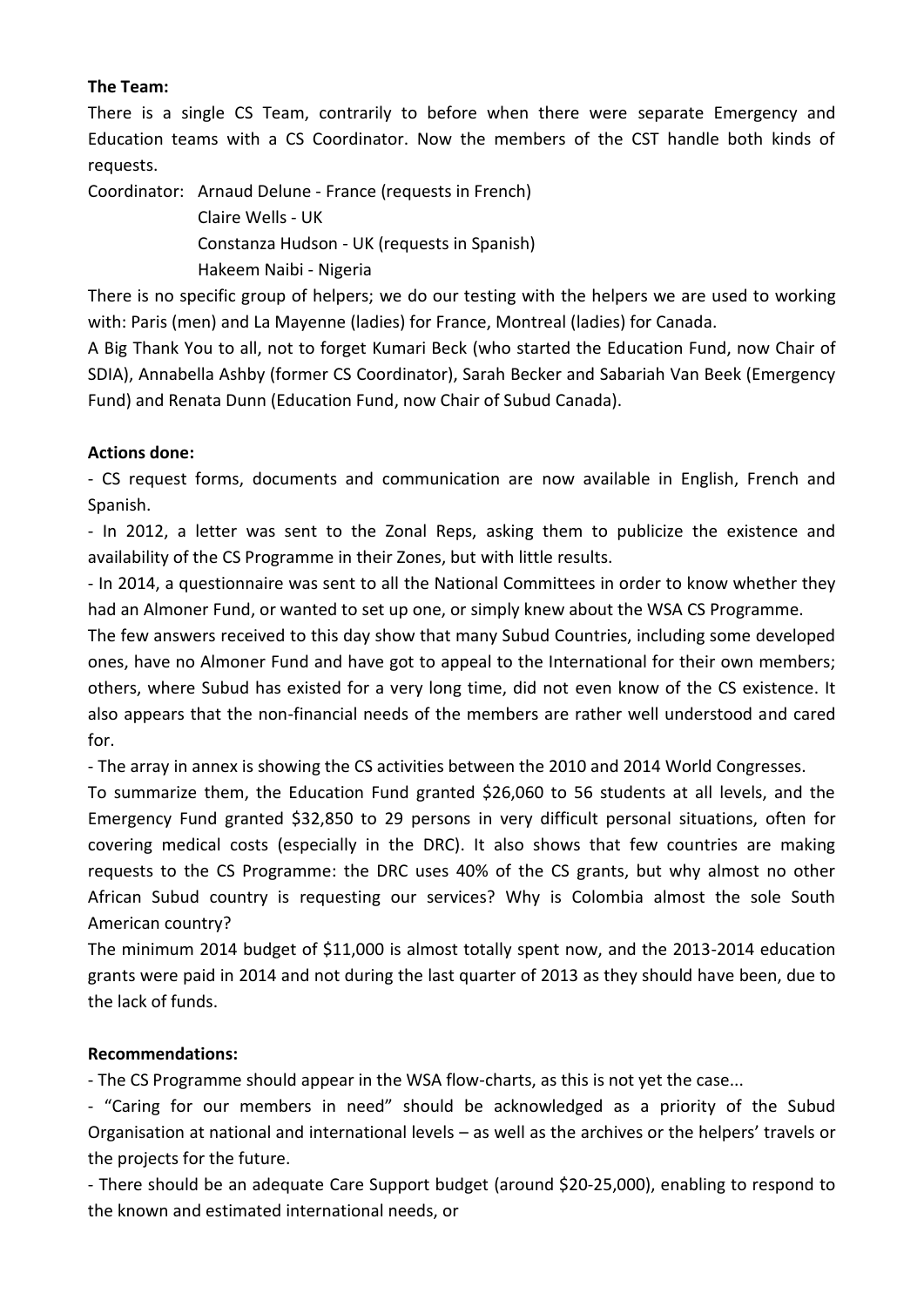**The Team:**

There is a single CS Team, contrarily to before when there were separate Emergency and Education teams with a CS Coordinator. Now the members of the CST handle both kinds of requests.

Coordinator: Arnaud Delune - France (requests in French)
Claire Wells - UK
Constanza Hudson - UK (requests in Spanish)
Hakeem Naibi - Nigeria

There is no specific group of helpers; we do our testing with the helpers we are used to working with: Paris (men) and La Mayenne (ladies) for France, Montreal (ladies) for Canada.

A Big Thank You to all, not to forget Kumari Beck (who started the Education Fund, now Chair of SDIA), Annabella Ashby (former CS Coordinator), Sarah Becker and Sabariah Van Beek (Emergency Fund) and Renata Dunn (Education Fund, now Chair of Subud Canada).

**Actions done:**

- CS request forms, documents and communication are now available in English, French and Spanish.
- In 2012, a letter was sent to the Zonal Reps, asking them to publicize the existence and availability of the CS Programme in their Zones, but with little results.
- In 2014, a questionnaire was sent to all the National Committees in order to know whether they had an Almoner Fund, or wanted to set up one, or simply knew about the WSA CS Programme.

The few answers received to this day show that many Subud Countries, including some developed ones, have no Almoner Fund and have got to appeal to the International for their own members; others, where Subud has existed for a very long time, did not even know of the CS existence. It also appears that the non-financial needs of the members are rather well understood and cared for.

- The array in annex is showing the CS activities between the 2010 and 2014 World Congresses.

To summarize them, the Education Fund granted $26,060 to 56 students at all levels, and the Emergency Fund granted $32,850 to 29 persons in very difficult personal situations, often for covering medical costs (especially in the DRC). It also shows that few countries are making requests to the CS Programme: the DRC uses 40% of the CS grants, but why almost no other African Subud country is requesting our services? Why is Colombia almost the sole South American country?

The minimum 2014 budget of $11,000 is almost totally spent now, and the 2013-2014 education grants were paid in 2014 and not during the last quarter of 2013 as they should have been, due to the lack of funds.

**Recommendations:**

- The CS Programme should appear in the WSA flow-charts, as this is not yet the case...
- "Caring for our members in need" should be acknowledged as a priority of the Subud Organisation at national and international levels – as well as the archives or the helpers' travels or the projects for the future.
- There should be an adequate Care Support budget (around $20-25,000), enabling to respond to the known and estimated international needs, or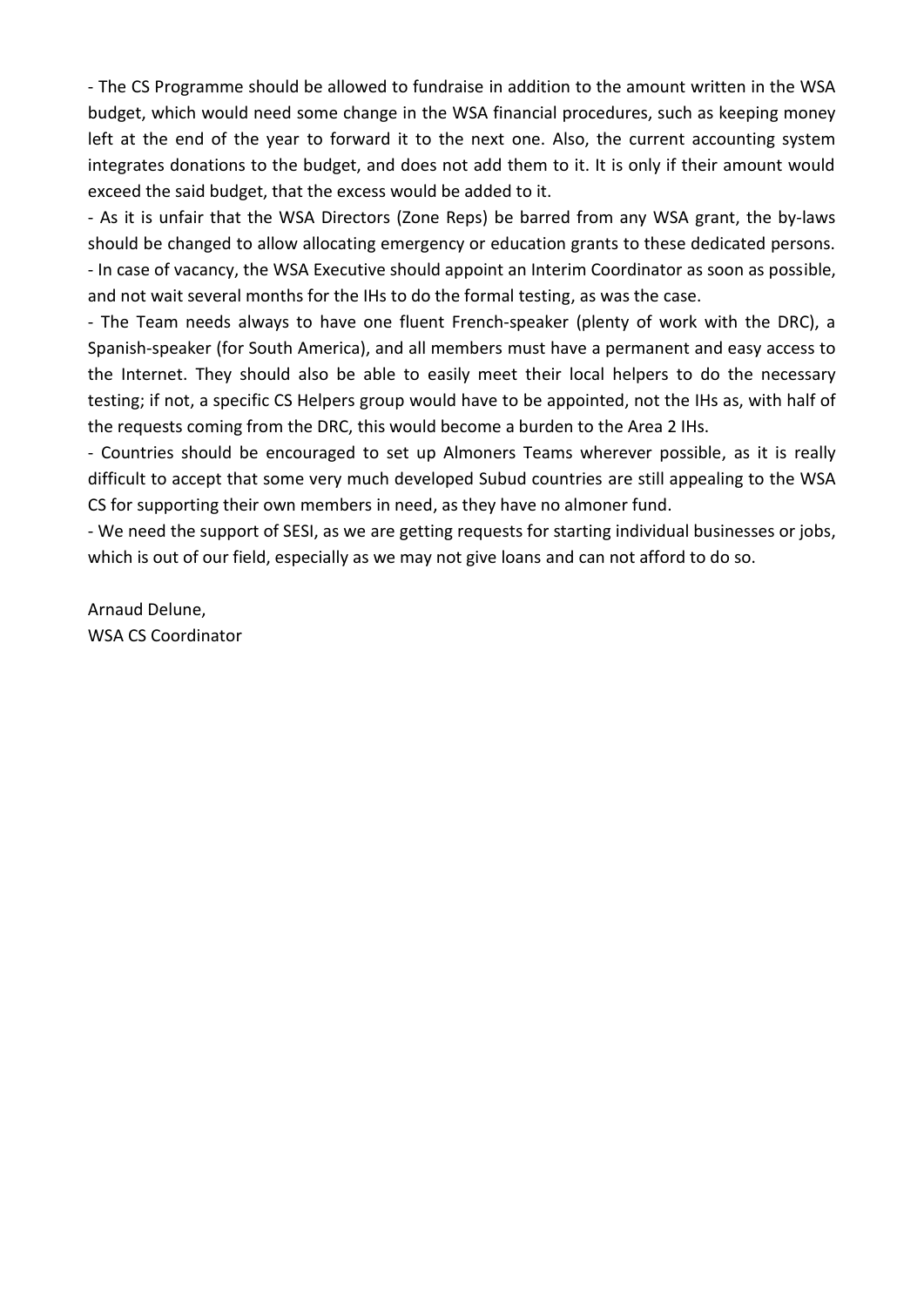- The CS Programme should be allowed to fundraise in addition to the amount written in the WSA budget, which would need some change in the WSA financial procedures, such as keeping money left at the end of the year to forward it to the next one. Also, the current accounting system integrates donations to the budget, and does not add them to it. It is only if their amount would exceed the said budget, that the excess would be added to it.
- As it is unfair that the WSA Directors (Zone Reps) be barred from any WSA grant, the by-laws should be changed to allow allocating emergency or education grants to these dedicated persons.
- In case of vacancy, the WSA Executive should appoint an Interim Coordinator as soon as possible, and not wait several months for the IHs to do the formal testing, as was the case.
- The Team needs always to have one fluent French-speaker (plenty of work with the DRC), a Spanish-speaker (for South America), and all members must have a permanent and easy access to the Internet. They should also be able to easily meet their local helpers to do the necessary testing; if not, a specific CS Helpers group would have to be appointed, not the IHs as, with half of the requests coming from the DRC, this would become a burden to the Area 2 IHs.
- Countries should be encouraged to set up Almoners Teams wherever possible, as it is really difficult to accept that some very much developed Subud countries are still appealing to the WSA CS for supporting their own members in need, as they have no almoner fund.
- We need the support of SESI, as we are getting requests for starting individual businesses or jobs, which is out of our field, especially as we may not give loans and can not afford to do so.

Arnaud Delune,  
WSA CS Coordinator